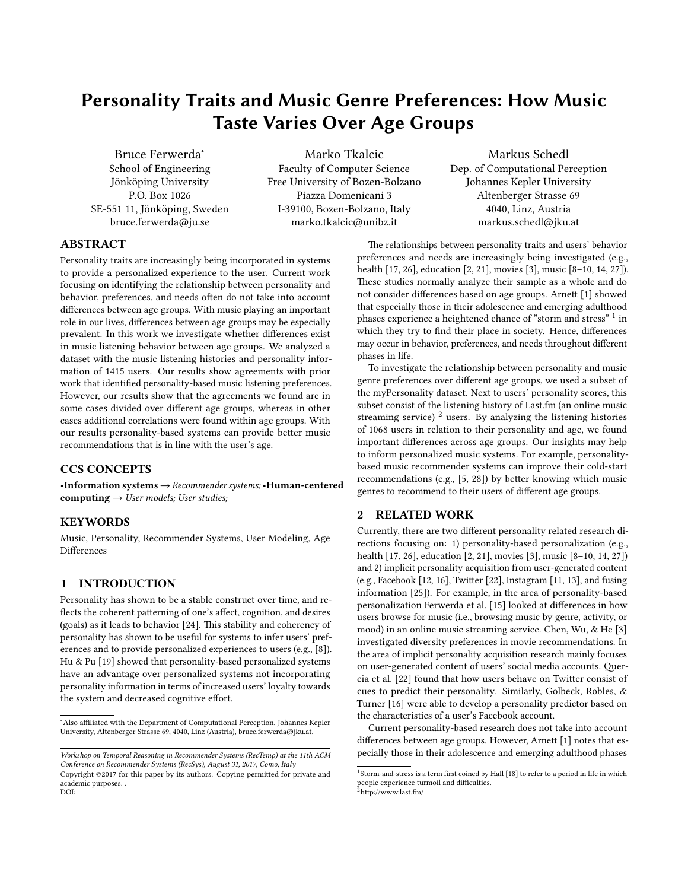# Personality Traits and Music Genre Preferences: How Music Taste Varies Over Age Groups

Bruce Ferwerda[*]
School of Engineering
Jönköping University
P.O. Box 1026
SE-551 11, Jönköping, Sweden
bruce.ferwerda@ju.se

Marko Tkalcic
Faculty of Computer Science
Free University of Bozen-Bolzano
Piazza Domenicani 3
I-39100, Bozen-Bolzano, Italy
marko.tkalcic@unibz.it

Markus Schedl
Dep. of Computational Perception
Johannes Kepler University
Altenberger Strasse 69
4040, Linz, Austria
markus.schedl@jku.at

## ABSTRACT

Personality traits are increasingly being incorporated in systems to provide a personalized experience to the user. Current work focusing on identifying the relationship between personality and behavior, preferences, and needs often do not take into account differences between age groups. With music playing an important role in our lives, differences between age groups may be especially prevalent. In this work we investigate whether differences exist in music listening behavior between age groups. We analyzed a dataset with the music listening histories and personality information of 1415 users. Our results show agreements with prior work that identified personality-based music listening preferences. However, our results show that the agreements we found are in some cases divided over different age groups, whereas in other cases additional correlations were found within age groups. With our results personality-based systems can provide better music recommendations that is in line with the user's age.

## CCS CONCEPTS

•**Information systems** → *Recommender systems;* •**Human-centered computing** → *User models; User studies;*

## KEYWORDS

Music, Personality, Recommender Systems, User Modeling, Age Differences

## 1 INTRODUCTION

Personality has shown to be a stable construct over time, and reflects the coherent patterning of one's affect, cognition, and desires (goals) as it leads to behavior [24]. This stability and coherency of personality has shown to be useful for systems to infer users' preferences and to provide personalized experiences to users (e.g., [8]). Hu & Pu [19] showed that personality-based personalized systems have an advantage over personalized systems not incorporating personality information in terms of increased users' loyalty towards the system and decreased cognitive effort.

The relationships between personality traits and users' behavior preferences and needs are increasingly being investigated (e.g., health [17, 26], education [2, 21], movies [3], music [8–10, 14, 27]). These studies normally analyze their sample as a whole and do not consider differences based on age groups. Arnett [1] showed that especially those in their adolescence and emerging adulthood phases experience a heightened chance of "storm and stress" [1] in which they try to find their place in society. Hence, differences may occur in behavior, preferences, and needs throughout different phases in life.

To investigate the relationship between personality and music genre preferences over different age groups, we used a subset of the myPersonality dataset. Next to users' personality scores, this subset consist of the listening history of Last.fm (an online music streaming service) [2] users. By analyzing the listening histories of 1068 users in relation to their personality and age, we found important differences across age groups. Our insights may help to inform personalized music systems. For example, personality-based music recommender systems can improve their cold-start recommendations (e.g., [5, 28]) by better knowing which music genres to recommend to their users of different age groups.

## 2 RELATED WORK

Currently, there are two different personality related research directions focusing on: 1) personality-based personalization (e.g., health [17, 26], education [2, 21], movies [3], music [8–10, 14, 27]) and 2) implicit personality acquisition from user-generated content (e.g., Facebook [12, 16], Twitter [22], Instagram [11, 13], and fusing information [25]). For example, in the area of personality-based personalization Ferwerda et al. [15] looked at differences in how users browse for music (i.e., browsing music by genre, activity, or mood) in an online music streaming service. Chen, Wu, & He [3] investigated diversity preferences in movie recommendations. In the area of implicit personality acquisition research mainly focuses on user-generated content of users' social media accounts. Quercia et al. [22] found that how users behave on Twitter consist of cues to predict their personality. Similarly, Golbeck, Robles, & Turner [16] were able to develop a personality predictor based on the characteristics of a user's Facebook account.

Current personality-based research does not take into account differences between age groups. However, Arnett [1] notes that especially those in their adolescence and emerging adulthood phases

[*]Also affiliated with the Department of Computational Perception, Johannes Kepler University, Altenberger Strasse 69, 4040, Linz (Austria), bruce.ferwerda@jku.at.

*Workshop on Temporal Reasoning in Recommender Systems (RecTemp) at the 11th ACM Conference on Recommender Systems (RecSys), August 31, 2017, Como, Italy*
Copyright ©2017 for this paper by its authors. Copying permitted for private and academic purposes. .
DOI:

[1]Storm-and-stress is a term first coined by Hall [18] to refer to a period in life in which people experience turmoil and difficulties.
[2]http://www.last.fm/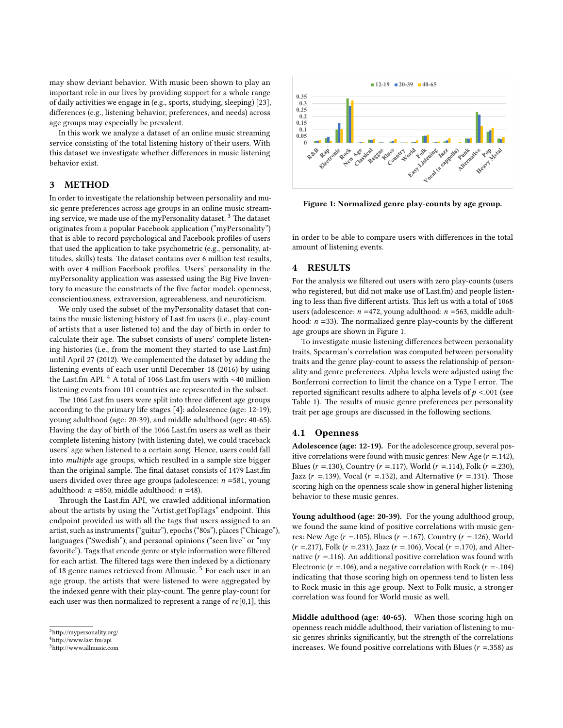may show deviant behavior. With music been shown to play an important role in our lives by providing support for a whole range of daily activities we engage in (e.g., sports, studying, sleeping) [23], differences (e.g., listening behavior, preferences, and needs) across age groups may especially be prevalent.

In this work we analyze a dataset of an online music streaming service consisting of the total listening history of their users. With this dataset we investigate whether differences in music listening behavior exist.

## 3 METHOD

In order to investigate the relationship between personality and music genre preferences across age groups in an online music streaming service, we made use of the myPersonality dataset. [3] The dataset originates from a popular Facebook application ("myPersonality") that is able to record psychological and Facebook profiles of users that used the application to take psychometric (e.g., personality, attitudes, skills) tests. The dataset contains over 6 million test results, with over 4 million Facebook profiles. Users' personality in the myPersonality application was assessed using the Big Five Inventory to measure the constructs of the five factor model: openness, conscientiousness, extraversion, agreeableness, and neuroticism.

We only used the subset of the myPersonality dataset that contains the music listening history of Last.fm users (i.e., play-count of artists that a user listened to) and the day of birth in order to calculate their age. The subset consists of users' complete listening histories (i.e., from the moment they started to use Last.fm) until April 27 (2012). We complemented the dataset by adding the listening events of each user until December 18 (2016) by using the Last.fm API. [4] A total of 1066 Last.fm users with ~40 million listening events from 101 countries are represented in the subset.

The 1066 Last.fm users were split into three different age groups according to the primary life stages [4]: adolescence (age: 12-19), young adulthood (age: 20-39), and middle adulthood (age: 40-65). Having the day of birth of the 1066 Last.fm users as well as their complete listening history (with listening date), we could traceback users' age when listened to a certain song. Hence, users could fall into *multiple* age groups, which resulted in a sample size bigger than the original sample. The final dataset consists of 1479 Last.fm users divided over three age groups (adolescence: $n$ =581, young adulthood: $n$ =850, middle adulthood: $n$ =48).

Through the Last.fm API, we crawled additional information about the artists by using the "Artist.getTopTags" endpoint. This endpoint provided us with all the tags that users assigned to an artist, such as instruments ("guitar"), epochs ("80s"), places ("Chicago"), languages ("Swedish"), and personal opinions ("seen live" or "my favorite"). Tags that encode genre or style information were filtered for each artist. The filtered tags were then indexed by a dictionary of 18 genre names retrieved from Allmusic. [5] For each user in an age group, the artists that were listened to were aggregated by the indexed genre with their play-count. The genre play-count for each user was then normalized to represent a range of $r \epsilon [0,1]$, this in order to be able to compare users with differences in the total amount of listening events.

[3] http://mypersonality.org/

[4] http://www.last.fm/api

[5] http://www.allmusic.com

**Figure 1: Normalized genre play-counts by age group.**

## 4 RESULTS

For the analysis we filtered out users with zero play-counts (users who registered, but did not make use of Last.fm) and people listening to less than five different artists. This left us with a total of 1068 users (adolescence: $n$ =472, young adulthood: $n$ =563, middle adulthood: $n$ =33). The normalized genre play-counts by the different age groups are shown in Figure 1.

To investigate music listening differences between personality traits, Spearman's correlation was computed between personality traits and the genre play-count to assess the relationship of personality and genre preferences. Alpha levels were adjusted using the Bonferroni correction to limit the chance on a Type I error. The reported significant results adhere to alpha levels of $p$ <.001 (see Table 1). The results of music genre preferences per personality trait per age groups are discussed in the following sections.

### 4.1 Openness

**Adolescence (age: 12-19).** For the adolescence group, several positive correlations were found with music genres: New Age ($r$ =.142), Blues ($r$ =.130), Country ($r$ =.117), World ($r$ =.114), Folk ($r$ =.230), Jazz ($r$ =.139), Vocal ($r$ =.132), and Alternative ($r$ =.131). Those scoring high on the openness scale show in general higher listening behavior to these music genres.

**Young adulthood (age: 20-39).** For the young adulthood group, we found the same kind of positive correlations with music genres: New Age ($r$ =.105), Blues ($r$ =.167), Country ($r$ =.126), World ($r$ =.217), Folk ($r$ =.231), Jazz ($r$ =.106), Vocal ($r$ =.170), and Alternative ($r$ =.116). An additional positive correlation was found with Electronic ($r$ =.106), and a negative correlation with Rock ($r$ =-.104) indicating that those scoring high on openness tend to listen less to Rock music in this age group. Next to Folk music, a stronger correlation was found for World music as well.

**Middle adulthood (age: 40-65).** When those scoring high on openness reach middle adulthood, their variation of listening to music genres shrinks significantly, but the strength of the correlations increases. We found positive correlations with Blues ($r$ =.358) as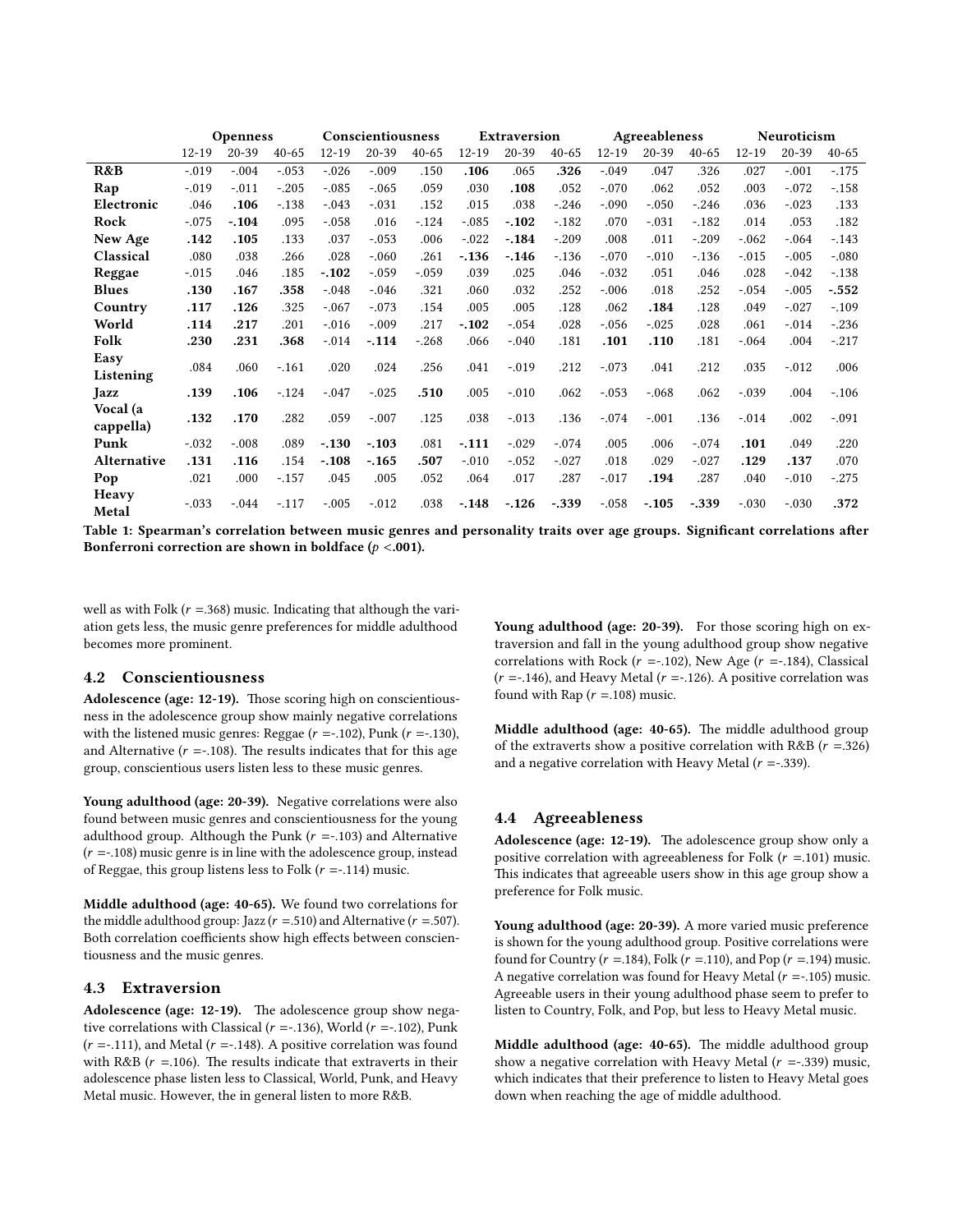| | Openness | | | Conscientiousness | | | Extraversion | | | Agreeableness | | | Neuroticism | | |
|---|---|---|---|---|---|---|---|---|---|---|---|---|---|---|---|
| | 12-19 | 20-39 | 40-65 | 12-19 | 20-39 | 40-65 | 12-19 | 20-39 | 40-65 | 12-19 | 20-39 | 40-65 | 12-19 | 20-39 | 40-65 |
| **R&B** | -.019 | -.004 | -.053 | -.026 | -.009 | .150 | **.106** | .065 | **.326** | -.049 | .047 | .326 | .027 | -.001 | -.175 |
| **Rap** | -.019 | -.011 | -.205 | -.085 | -.065 | .059 | .030 | **.108** | .052 | -.070 | .062 | .052 | .003 | -.072 | -.158 |
| **Electronic** | .046 | **.106** | -.138 | -.043 | -.031 | .152 | .015 | .038 | -.246 | -.090 | -.050 | -.246 | .036 | -.023 | .133 |
| **Rock** | -.075 | **-.104** | .095 | -.058 | .016 | -.124 | -.085 | **-.102** | -.182 | .070 | -.031 | -.182 | .014 | .053 | .182 |
| **New Age** | **.142** | **.105** | .133 | .037 | -.053 | .006 | -.022 | **-.184** | -.209 | .008 | .011 | -.209 | -.062 | -.064 | -.143 |
| **Classical** | .080 | .038 | .266 | .028 | -.060 | .261 | **-.136** | **-.146** | -.136 | -.070 | -.010 | -.136 | -.015 | -.005 | -.080 |
| **Reggae** | -.015 | .046 | .185 | **-.102** | -.059 | -.059 | .039 | .025 | .046 | -.032 | .051 | .046 | .028 | -.042 | -.138 |
| **Blues** | **.130** | **.167** | **.358** | -.048 | -.046 | .321 | .060 | .032 | .252 | -.006 | .018 | .252 | -.054 | -.005 | **-.552** |
| **Country** | **.117** | **.126** | .325 | -.067 | -.073 | .154 | .005 | .005 | .128 | .062 | **.184** | .128 | .049 | -.027 | -.109 |
| **World** | **.114** | **.217** | .201 | -.016 | -.009 | .217 | **-.102** | -.054 | .028 | -.056 | -.025 | .028 | .061 | -.014 | -.236 |
| **Folk** | **.230** | **.231** | **.368** | -.014 | **-.114** | -.268 | .066 | -.040 | .181 | **.101** | **.110** | .181 | -.064 | .004 | -.217 |
| **Easy Listening** | .084 | .060 | -.161 | .020 | .024 | .256 | .041 | -.019 | .212 | -.073 | .041 | .212 | .035 | -.012 | .006 |
| **Jazz** | **.139** | **.106** | -.124 | -.047 | -.025 | **.510** | .005 | -.010 | .062 | -.053 | -.068 | .062 | -.039 | .004 | -.106 |
| **Vocal (a cappella)** | **.132** | **.170** | .282 | .059 | -.007 | .125 | .038 | -.013 | .136 | -.074 | -.001 | .136 | -.014 | .002 | -.091 |
| **Punk** | -.032 | -.008 | .089 | **-.130** | **-.103** | .081 | **-.111** | -.029 | -.074 | .005 | .006 | -.074 | **.101** | .049 | .220 |
| **Alternative** | **.131** | **.116** | .154 | **-.108** | **-.165** | **.507** | -.010 | -.052 | -.027 | .018 | .029 | -.027 | **.129** | **.137** | .070 |
| **Pop** | .021 | .000 | -.157 | .045 | .005 | .052 | .064 | .017 | .287 | -.017 | **.194** | .287 | .040 | -.010 | -.275 |
| **Heavy Metal** | -.033 | -.044 | -.117 | -.005 | -.012 | .038 | **-.148** | **-.126** | **-.339** | -.058 | **-.105** | **-.339** | -.030 | -.030 | **.372** |

**Table 1: Spearman's correlation between music genres and personality traits over age groups. Significant correlations after Bonferroni correction are shown in boldface ($p$ <.001).**

well as with Folk ($r$ =.368) music. Indicating that although the variation gets less, the music genre preferences for middle adulthood becomes more prominent.

## 4.2 Conscientiousness

**Adolescence (age: 12-19).** Those scoring high on conscientiousness in the adolescence group show mainly negative correlations with the listened music genres: Reggae ($r$ =-.102), Punk ($r$ =-.130), and Alternative ($r$ =-.108). The results indicates that for this age group, conscientious users listen less to these music genres.

**Young adulthood (age: 20-39).** Negative correlations were also found between music genres and conscientiousness for the young adulthood group. Although the Punk ($r$ =-.103) and Alternative ($r$ =-.108) music genre is in line with the adolescence group, instead of Reggae, this group listens less to Folk ($r$ =-.114) music.

**Middle adulthood (age: 40-65).** We found two correlations for the middle adulthood group: Jazz ($r$ =.510) and Alternative ($r$ =.507). Both correlation coefficients show high effects between conscientiousness and the music genres.

## 4.3 Extraversion

**Adolescence (age: 12-19).** The adolescence group show negative correlations with Classical ($r$ =-.136), World ($r$ =-.102), Punk ($r$ =-.111), and Metal ($r$ =-.148). A positive correlation was found with R&B ($r$ =.106). The results indicate that extraverts in their adolescence phase listen less to Classical, World, Punk, and Heavy Metal music. However, the in general listen to more R&B.

**Young adulthood (age: 20-39).** For those scoring high on extraversion and fall in the young adulthood group show negative correlations with Rock ($r$ =-.102), New Age ($r$ =-.184), Classical ($r$ =-.146), and Heavy Metal ($r$ =-.126). A positive correlation was found with Rap ($r$ =.108) music.

**Middle adulthood (age: 40-65).** The middle adulthood group of the extraverts show a positive correlation with R&B ($r$ =.326) and a negative correlation with Heavy Metal ($r$ =-.339).

## 4.4 Agreeableness

**Adolescence (age: 12-19).** The adolescence group show only a positive correlation with agreeableness for Folk ($r$ =.101) music. This indicates that agreeable users show in this age group show a preference for Folk music.

**Young adulthood (age: 20-39).** A more varied music preference is shown for the young adulthood group. Positive correlations were found for Country ($r$ =.184), Folk ($r$ =.110), and Pop ($r$ =.194) music. A negative correlation was found for Heavy Metal ($r$ =-.105) music. Agreeable users in their young adulthood phase seem to prefer to listen to Country, Folk, and Pop, but less to Heavy Metal music.

**Middle adulthood (age: 40-65).** The middle adulthood group show a negative correlation with Heavy Metal ($r$ =-.339) music, which indicates that their preference to listen to Heavy Metal goes down when reaching the age of middle adulthood.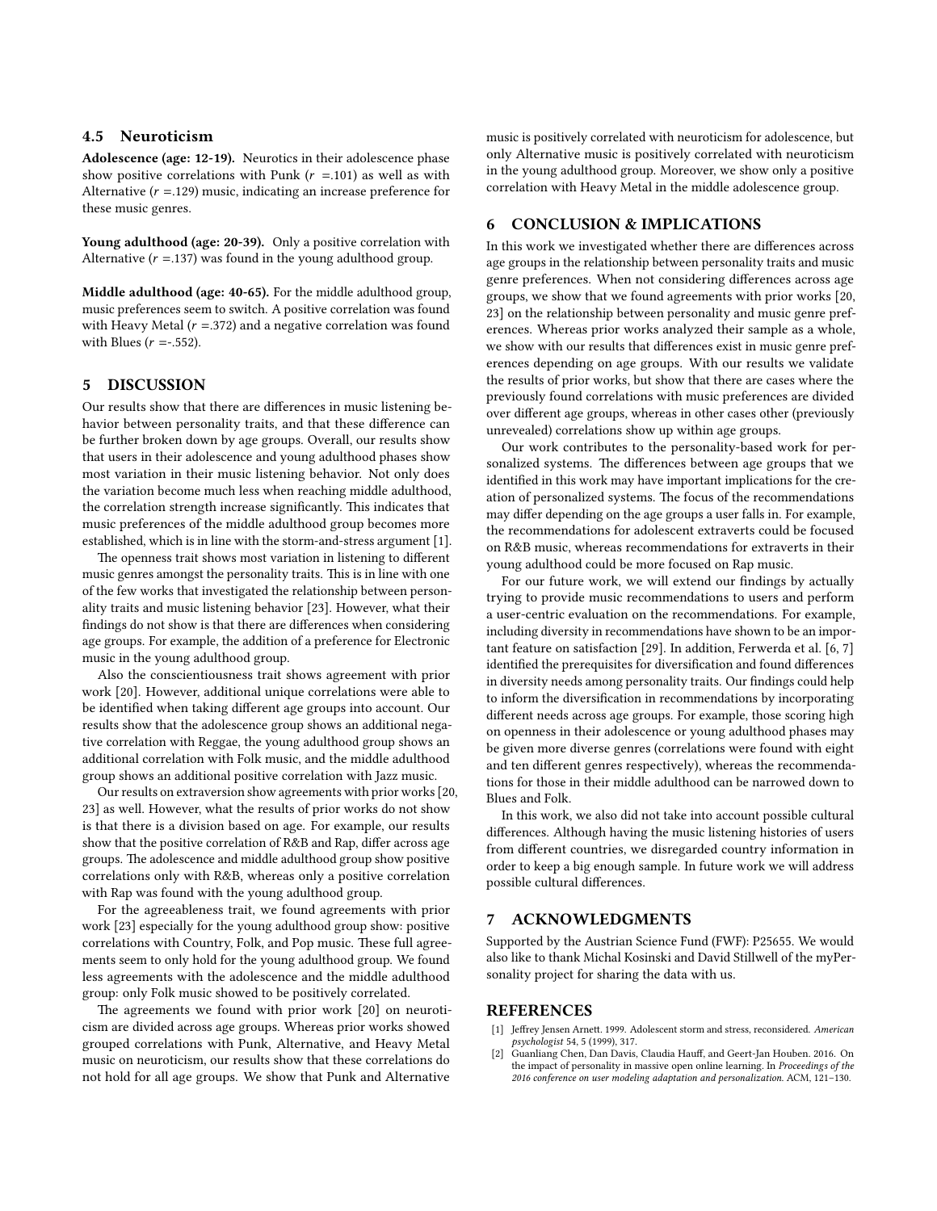### 4.5 Neuroticism

**Adolescence (age: 12-19).** Neurotics in their adolescence phase show positive correlations with Punk ($r$ =.101) as well as with Alternative ($r$ =.129) music, indicating an increase preference for these music genres.

**Young adulthood (age: 20-39).** Only a positive correlation with Alternative ($r$ =.137) was found in the young adulthood group.

**Middle adulthood (age: 40-65).** For the middle adulthood group, music preferences seem to switch. A positive correlation was found with Heavy Metal ($r$ =.372) and a negative correlation was found with Blues ($r$ =-.552).

## 5 DISCUSSION

Our results show that there are differences in music listening behavior between personality traits, and that these difference can be further broken down by age groups. Overall, our results show that users in their adolescence and young adulthood phases show most variation in their music listening behavior. Not only does the variation become much less when reaching middle adulthood, the correlation strength increase significantly. This indicates that music preferences of the middle adulthood group becomes more established, which is in line with the storm-and-stress argument [1].

The openness trait shows most variation in listening to different music genres amongst the personality traits. This is in line with one of the few works that investigated the relationship between personality traits and music listening behavior [23]. However, what their findings do not show is that there are differences when considering age groups. For example, the addition of a preference for Electronic music in the young adulthood group.

Also the conscientiousness trait shows agreement with prior work [20]. However, additional unique correlations were able to be identified when taking different age groups into account. Our results show that the adolescence group shows an additional negative correlation with Reggae, the young adulthood group shows an additional correlation with Folk music, and the middle adulthood group shows an additional positive correlation with Jazz music.

Our results on extraversion show agreements with prior works [20, 23] as well. However, what the results of prior works do not show is that there is a division based on age. For example, our results show that the positive correlation of R&B and Rap, differ across age groups. The adolescence and middle adulthood group show positive correlations only with R&B, whereas only a positive correlation with Rap was found with the young adulthood group.

For the agreeableness trait, we found agreements with prior work [23] especially for the young adulthood group show: positive correlations with Country, Folk, and Pop music. These full agreements seem to only hold for the young adulthood group. We found less agreements with the adolescence and the middle adulthood group: only Folk music showed to be positively correlated.

The agreements we found with prior work [20] on neuroticism are divided across age groups. Whereas prior works showed grouped correlations with Punk, Alternative, and Heavy Metal music on neuroticism, our results show that these correlations do not hold for all age groups. We show that Punk and Alternative music is positively correlated with neuroticism for adolescence, but only Alternative music is positively correlated with neuroticism in the young adulthood group. Moreover, we show only a positive correlation with Heavy Metal in the middle adolescence group.

## 6 CONCLUSION & IMPLICATIONS

In this work we investigated whether there are differences across age groups in the relationship between personality traits and music genre preferences. When not considering differences across age groups, we show that we found agreements with prior works [20, 23] on the relationship between personality and music genre preferences. Whereas prior works analyzed their sample as a whole, we show with our results that differences exist in music genre preferences depending on age groups. With our results we validate the results of prior works, but show that there are cases where the previously found correlations with music preferences are divided over different age groups, whereas in other cases other (previously unrevealed) correlations show up within age groups.

Our work contributes to the personality-based work for personalized systems. The differences between age groups that we identified in this work may have important implications for the creation of personalized systems. The focus of the recommendations may differ depending on the age groups a user falls in. For example, the recommendations for adolescent extraverts could be focused on R&B music, whereas recommendations for extraverts in their young adulthood could be more focused on Rap music.

For our future work, we will extend our findings by actually trying to provide music recommendations to users and perform a user-centric evaluation on the recommendations. For example, including diversity in recommendations have shown to be an important feature on satisfaction [29]. In addition, Ferwerda et al. [6, 7] identified the prerequisites for diversification and found differences in diversity needs among personality traits. Our findings could help to inform the diversification in recommendations by incorporating different needs across age groups. For example, those scoring high on openness in their adolescence or young adulthood phases may be given more diverse genres (correlations were found with eight and ten different genres respectively), whereas the recommendations for those in their middle adulthood can be narrowed down to Blues and Folk.

In this work, we also did not take into account possible cultural differences. Although having the music listening histories of users from different countries, we disregarded country information in order to keep a big enough sample. In future work we will address possible cultural differences.

## 7 ACKNOWLEDGMENTS

Supported by the Austrian Science Fund (FWF): P25655. We would also like to thank Michal Kosinski and David Stillwell of the myPersonality project for sharing the data with us.

## REFERENCES

[1] Jeffrey Jensen Arnett. 1999. Adolescent storm and stress, reconsidered. *American psychologist* 54, 5 (1999), 317.

[2] Guanliang Chen, Dan Davis, Claudia Hauff, and Geert-Jan Houben. 2016. On the impact of personality in massive open online learning. In *Proceedings of the 2016 conference on user modeling adaptation and personalization*. ACM, 121–130.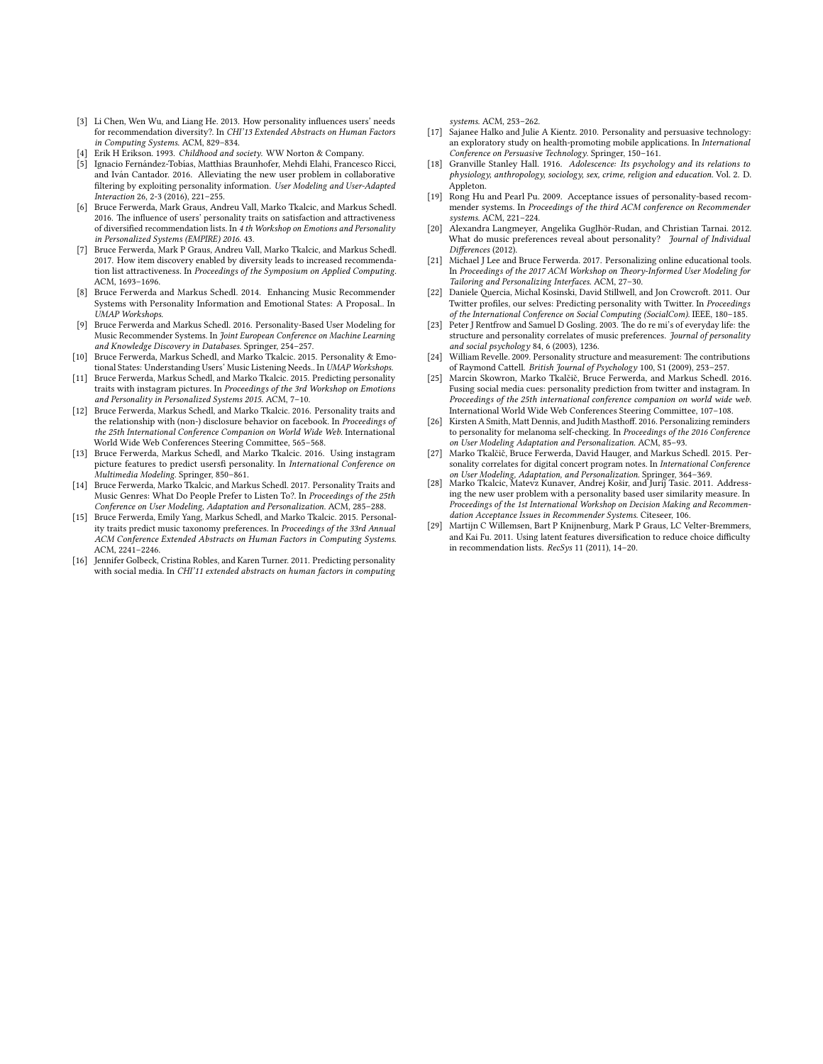[3] Li Chen, Wen Wu, and Liang He. 2013. How personality influences users' needs for recommendation diversity?. In *CHI'13 Extended Abstracts on Human Factors in Computing Systems*. ACM, 829–834.

[4] Erik H Erikson. 1993. *Childhood and society*. WW Norton & Company.

[5] Ignacio Fernández-Tobías, Matthias Braunhofer, Mehdi Elahi, Francesco Ricci, and Iván Cantador. 2016. Alleviating the new user problem in collaborative filtering by exploiting personality information. *User Modeling and User-Adapted Interaction* 26, 2-3 (2016), 221–255.

[6] Bruce Ferwerda, Mark Graus, Andreu Vall, Marko Tkalcic, and Markus Schedl. 2016. The influence of users' personality traits on satisfaction and attractiveness of diversified recommendation lists. In *4 th Workshop on Emotions and Personality in Personalized Systems (EMPIRE) 2016*. 43.

[7] Bruce Ferwerda, Mark P Graus, Andreu Vall, Marko Tkalcic, and Markus Schedl. 2017. How item discovery enabled by diversity leads to increased recommendation list attractiveness. In *Proceedings of the Symposium on Applied Computing*. ACM, 1693–1696.

[8] Bruce Ferwerda and Markus Schedl. 2014. Enhancing Music Recommender Systems with Personality Information and Emotional States: A Proposal.. In *UMAP Workshops*.

[9] Bruce Ferwerda and Markus Schedl. 2016. Personality-Based User Modeling for Music Recommender Systems. In *Joint European Conference on Machine Learning and Knowledge Discovery in Databases*. Springer, 254–257.

[10] Bruce Ferwerda, Markus Schedl, and Marko Tkalcic. 2015. Personality & Emotional States: Understanding Users' Music Listening Needs.. In *UMAP Workshops*.

[11] Bruce Ferwerda, Markus Schedl, and Marko Tkalcic. 2015. Predicting personality traits with instagram pictures. In *Proceedings of the 3rd Workshop on Emotions and Personality in Personalized Systems 2015*. ACM, 7–10.

[12] Bruce Ferwerda, Markus Schedl, and Marko Tkalcic. 2016. Personality traits and the relationship with (non-) disclosure behavior on facebook. In *Proceedings of the 25th International Conference Companion on World Wide Web*. International World Wide Web Conferences Steering Committee, 565–568.

[13] Bruce Ferwerda, Markus Schedl, and Marko Tkalcic. 2016. Using instagram picture features to predict usersfi personality. In *International Conference on Multimedia Modeling*. Springer, 850–861.

[14] Bruce Ferwerda, Marko Tkalcic, and Markus Schedl. 2017. Personality Traits and Music Genres: What Do People Prefer to Listen To?. In *Proceedings of the 25th Conference on User Modeling, Adaptation and Personalization*. ACM, 285–288.

[15] Bruce Ferwerda, Emily Yang, Markus Schedl, and Marko Tkalcic. 2015. Personality traits predict music taxonomy preferences. In *Proceedings of the 33rd Annual ACM Conference Extended Abstracts on Human Factors in Computing Systems*. ACM, 2241–2246.

[16] Jennifer Golbeck, Cristina Robles, and Karen Turner. 2011. Predicting personality with social media. In *CHI'11 extended abstracts on human factors in computing systems*. ACM, 253–262.

[17] Sajanee Halko and Julie A Kientz. 2010. Personality and persuasive technology: an exploratory study on health-promoting mobile applications. In *International Conference on Persuasive Technology*. Springer, 150–161.

[18] Granville Stanley Hall. 1916. *Adolescence: Its psychology and its relations to physiology, anthropology, sociology, sex, crime, religion and education*. Vol. 2. D. Appleton.

[19] Rong Hu and Pearl Pu. 2009. Acceptance issues of personality-based recommender systems. In *Proceedings of the third ACM conference on Recommender systems*. ACM, 221–224.

[20] Alexandra Langmeyer, Angelika Guglhör-Rudan, and Christian Tarnai. 2012. What do music preferences reveal about personality? *Journal of Individual Differences* (2012).

[21] Michael J Lee and Bruce Ferwerda. 2017. Personalizing online educational tools. In *Proceedings of the 2017 ACM Workshop on Theory-Informed User Modeling for Tailoring and Personalizing Interfaces*. ACM, 27–30.

[22] Daniele Quercia, Michal Kosinski, David Stillwell, and Jon Crowcroft. 2011. Our Twitter profiles, our selves: Predicting personality with Twitter. In *Proceedings of the International Conference on Social Computing (SocialCom)*. IEEE, 180–185.

[23] Peter J Rentfrow and Samuel D Gosling. 2003. The do re mi's of everyday life: the structure and personality correlates of music preferences. *Journal of personality and social psychology* 84, 6 (2003), 1236.

[24] William Revelle. 2009. Personality structure and measurement: The contributions of Raymond Cattell. *British Journal of Psychology* 100, S1 (2009), 253–257.

[25] Marcin Skowron, Marko Tkalčič, Bruce Ferwerda, and Markus Schedl. 2016. Fusing social media cues: personality prediction from twitter and instagram. In *Proceedings of the 25th international conference companion on world wide web*. International World Wide Web Conferences Steering Committee, 107–108.

[26] Kirsten A Smith, Matt Dennis, and Judith Masthoff. 2016. Personalizing reminders to personality for melanoma self-checking. In *Proceedings of the 2016 Conference on User Modeling Adaptation and Personalization*. ACM, 85–93.

[27] Marko Tkalčič, Bruce Ferwerda, David Hauger, and Markus Schedl. 2015. Personality correlates for digital concert program notes. In *International Conference on User Modeling, Adaptation, and Personalization*. Springer, 364–369.

[28] Marko Tkalcic, Matevz Kunaver, Andrej Košir, and Jurij Tasic. 2011. Addressing the new user problem with a personality based user similarity measure. In *Proceedings of the 1st International Workshop on Decision Making and Recommendation Acceptance Issues in Recommender Systems*. Citeseer, 106.

[29] Martijn C Willemsen, Bart P Knijnenburg, Mark P Graus, LC Velter-Bremmers, and Kai Fu. 2011. Using latent features diversification to reduce choice difficulty in recommendation lists. *RecSys* 11 (2011), 14–20.